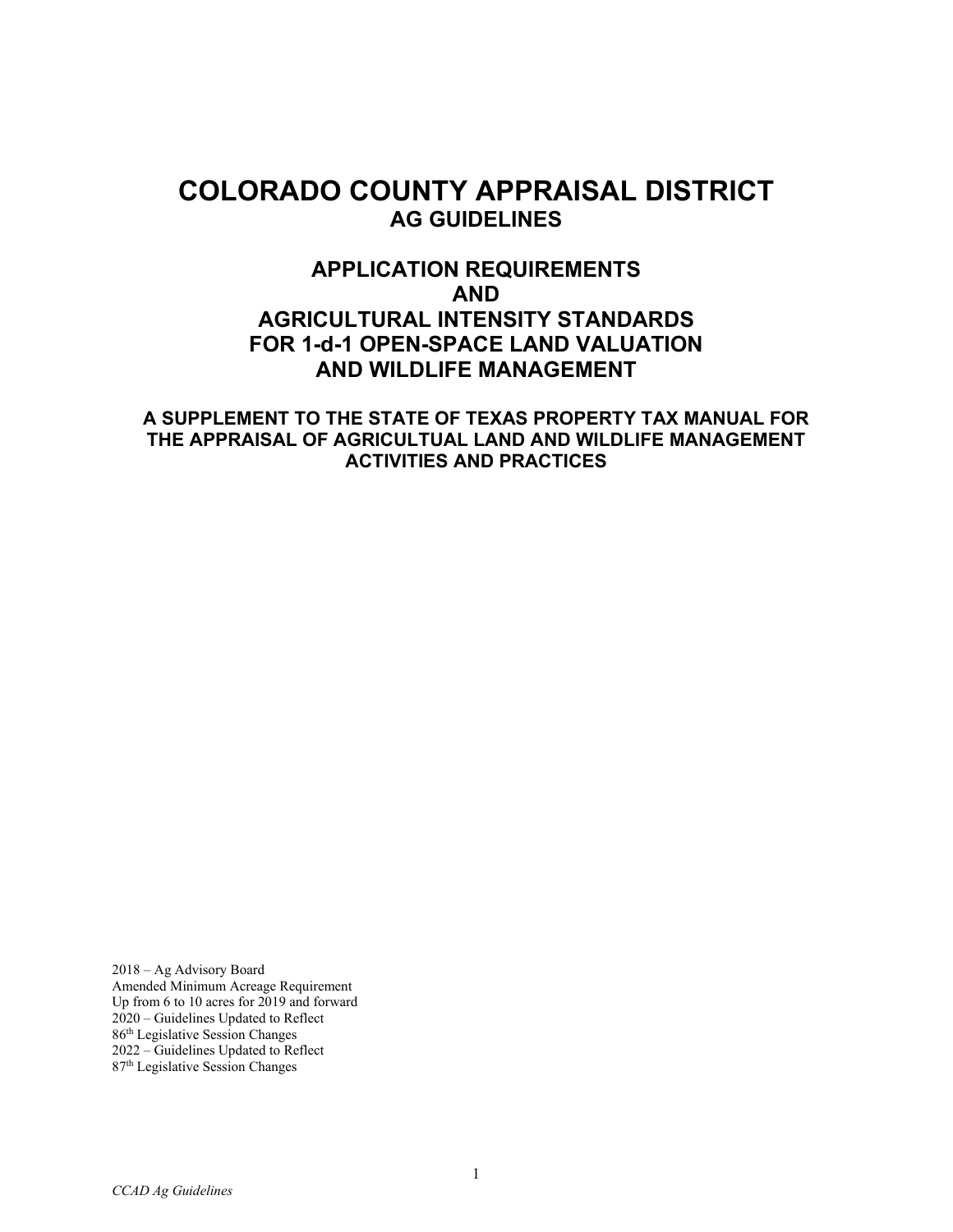# COLORADO COUNTY APPRAISAL DISTRICT

## AG GUIDELINES

## APPLICATION REQUIREMENTS AND AGRICULTURAL INTENSITY STANDARDS FOR 1-d-1 OPEN-SPACE LAND VALUATION AND WILDLIFE MANAGEMENT

### A SUPPLEMENT TO THE STATE OF TEXAS PROPERTY TAX MANUAL FOR THE APPRAISAL OF AGRICULTUAL LAND AND WILDLIFE MANAGEMENT ACTIVITIES AND PRACTICES

2018 – Ag Advisory Board
Amended Minimum Acreage Requirement
Up from 6 to 10 acres for 2019 and forward
2020 – Guidelines Updated to Reflect
86th Legislative Session Changes
2022 – Guidelines Updated to Reflect
87th Legislative Session Changes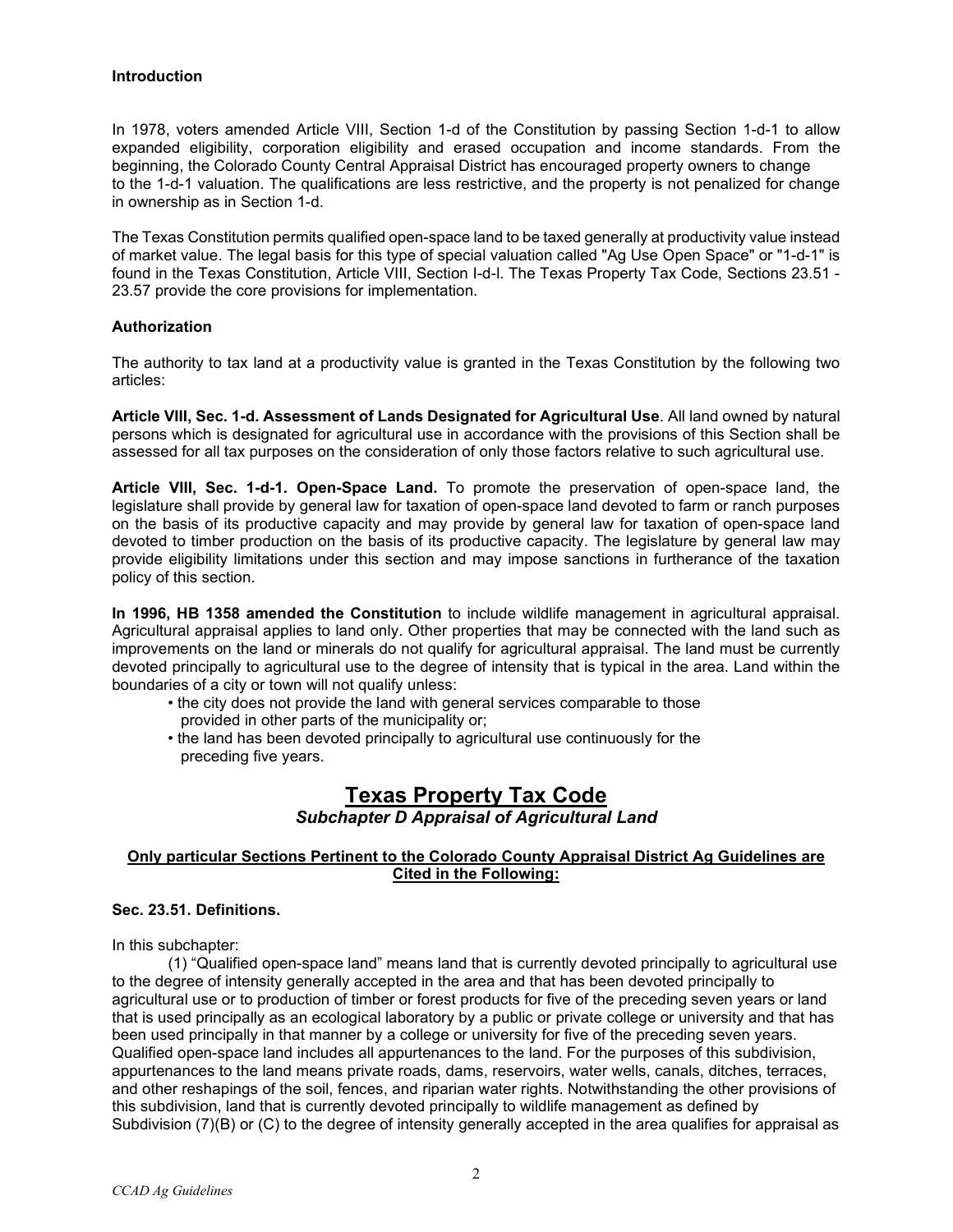**Introduction**

In 1978, voters amended Article VIII, Section 1-d of the Constitution by passing Section 1-d-1 to allow expanded eligibility, corporation eligibility and erased occupation and income standards. From the beginning, the Colorado County Central Appraisal District has encouraged property owners to change to the 1-d-1 valuation. The qualifications are less restrictive, and the property is not penalized for change in ownership as in Section 1-d.

The Texas Constitution permits qualified open-space land to be taxed generally at productivity value instead of market value. The legal basis for this type of special valuation called "Ag Use Open Space" or "1-d-1" is found in the Texas Constitution, Article VIII, Section I-d-l. The Texas Property Tax Code, Sections 23.51 - 23.57 provide the core provisions for implementation.

**Authorization**

The authority to tax land at a productivity value is granted in the Texas Constitution by the following two articles:

**Article VIII, Sec. 1-d. Assessment of Lands Designated for Agricultural Use**. All land owned by natural persons which is designated for agricultural use in accordance with the provisions of this Section shall be assessed for all tax purposes on the consideration of only those factors relative to such agricultural use.

**Article VIII, Sec. 1-d-1. Open-Space Land.** To promote the preservation of open-space land, the legislature shall provide by general law for taxation of open-space land devoted to farm or ranch purposes on the basis of its productive capacity and may provide by general law for taxation of open-space land devoted to timber production on the basis of its productive capacity. The legislature by general law may provide eligibility limitations under this section and may impose sanctions in furtherance of the taxation policy of this section.

**In 1996, HB 1358 amended the Constitution** to include wildlife management in agricultural appraisal. Agricultural appraisal applies to land only. Other properties that may be connected with the land such as improvements on the land or minerals do not qualify for agricultural appraisal. The land must be currently devoted principally to agricultural use to the degree of intensity that is typical in the area. Land within the boundaries of a city or town will not qualify unless:

- the city does not provide the land with general services comparable to those provided in other parts of the municipality or;
- the land has been devoted principally to agricultural use continuously for the preceding five years.

## Texas Property Tax Code

### *Subchapter D Appraisal of Agricultural Land*

**Only particular Sections Pertinent to the Colorado County Appraisal District Ag Guidelines are Cited in the Following:**

**Sec. 23.51. Definitions.**

In this subchapter:

(1) "Qualified open-space land" means land that is currently devoted principally to agricultural use to the degree of intensity generally accepted in the area and that has been devoted principally to agricultural use or to production of timber or forest products for five of the preceding seven years or land that is used principally as an ecological laboratory by a public or private college or university and that has been used principally in that manner by a college or university for five of the preceding seven years. Qualified open-space land includes all appurtenances to the land. For the purposes of this subdivision, appurtenances to the land means private roads, dams, reservoirs, water wells, canals, ditches, terraces, and other reshapings of the soil, fences, and riparian water rights. Notwithstanding the other provisions of this subdivision, land that is currently devoted principally to wildlife management as defined by Subdivision (7)(B) or (C) to the degree of intensity generally accepted in the area qualifies for appraisal as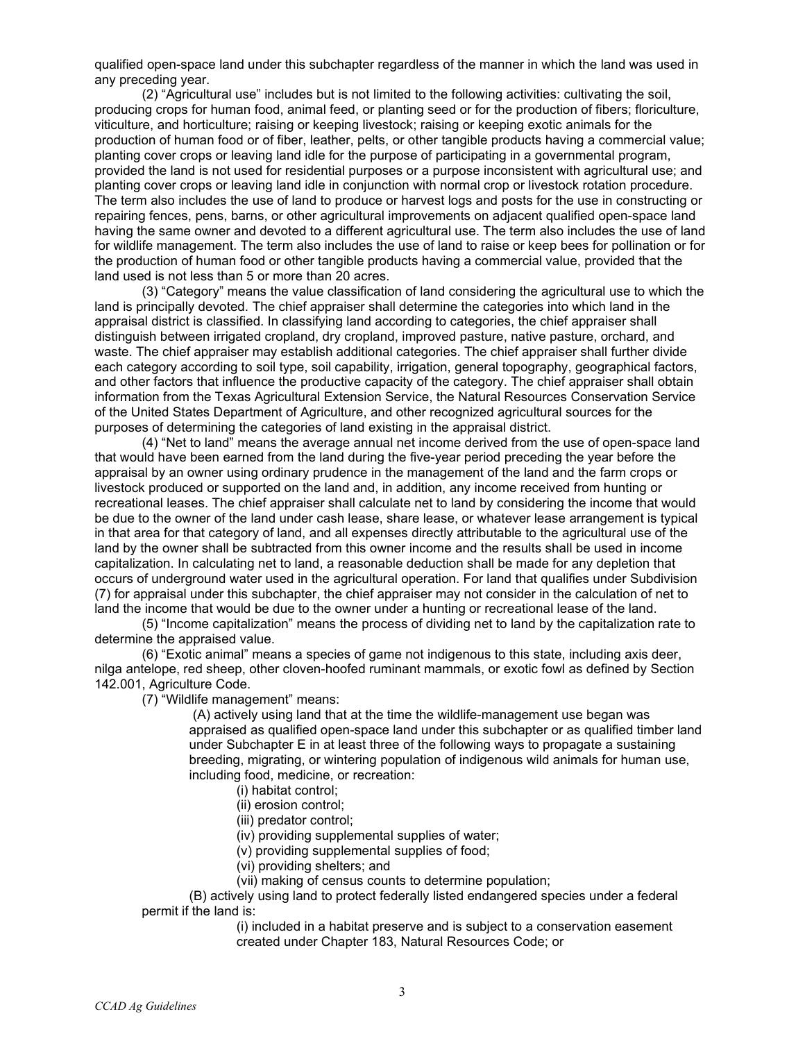qualified open-space land under this subchapter regardless of the manner in which the land was used in any preceding year.

(2) "Agricultural use" includes but is not limited to the following activities: cultivating the soil, producing crops for human food, animal feed, or planting seed or for the production of fibers; floriculture, viticulture, and horticulture; raising or keeping livestock; raising or keeping exotic animals for the production of human food or of fiber, leather, pelts, or other tangible products having a commercial value; planting cover crops or leaving land idle for the purpose of participating in a governmental program, provided the land is not used for residential purposes or a purpose inconsistent with agricultural use; and planting cover crops or leaving land idle in conjunction with normal crop or livestock rotation procedure. The term also includes the use of land to produce or harvest logs and posts for the use in constructing or repairing fences, pens, barns, or other agricultural improvements on adjacent qualified open-space land having the same owner and devoted to a different agricultural use. The term also includes the use of land for wildlife management. The term also includes the use of land to raise or keep bees for pollination or for the production of human food or other tangible products having a commercial value, provided that the land used is not less than 5 or more than 20 acres.

(3) "Category" means the value classification of land considering the agricultural use to which the land is principally devoted. The chief appraiser shall determine the categories into which land in the appraisal district is classified. In classifying land according to categories, the chief appraiser shall distinguish between irrigated cropland, dry cropland, improved pasture, native pasture, orchard, and waste. The chief appraiser may establish additional categories. The chief appraiser shall further divide each category according to soil type, soil capability, irrigation, general topography, geographical factors, and other factors that influence the productive capacity of the category. The chief appraiser shall obtain information from the Texas Agricultural Extension Service, the Natural Resources Conservation Service of the United States Department of Agriculture, and other recognized agricultural sources for the purposes of determining the categories of land existing in the appraisal district.

(4) "Net to land" means the average annual net income derived from the use of open-space land that would have been earned from the land during the five-year period preceding the year before the appraisal by an owner using ordinary prudence in the management of the land and the farm crops or livestock produced or supported on the land and, in addition, any income received from hunting or recreational leases. The chief appraiser shall calculate net to land by considering the income that would be due to the owner of the land under cash lease, share lease, or whatever lease arrangement is typical in that area for that category of land, and all expenses directly attributable to the agricultural use of the land by the owner shall be subtracted from this owner income and the results shall be used in income capitalization. In calculating net to land, a reasonable deduction shall be made for any depletion that occurs of underground water used in the agricultural operation. For land that qualifies under Subdivision (7) for appraisal under this subchapter, the chief appraiser may not consider in the calculation of net to land the income that would be due to the owner under a hunting or recreational lease of the land.

(5) "Income capitalization" means the process of dividing net to land by the capitalization rate to determine the appraised value.

(6) "Exotic animal" means a species of game not indigenous to this state, including axis deer, nilga antelope, red sheep, other cloven-hoofed ruminant mammals, or exotic fowl as defined by Section 142.001, Agriculture Code.

(7) "Wildlife management" means:

(A) actively using land that at the time the wildlife-management use began was appraised as qualified open-space land under this subchapter or as qualified timber land under Subchapter E in at least three of the following ways to propagate a sustaining breeding, migrating, or wintering population of indigenous wild animals for human use, including food, medicine, or recreation:

(i) habitat control;

(ii) erosion control;

(iii) predator control;

(iv) providing supplemental supplies of water;

(v) providing supplemental supplies of food;

(vi) providing shelters; and

(vii) making of census counts to determine population;

(B) actively using land to protect federally listed endangered species under a federal permit if the land is:

(i) included in a habitat preserve and is subject to a conservation easement created under Chapter 183, Natural Resources Code; or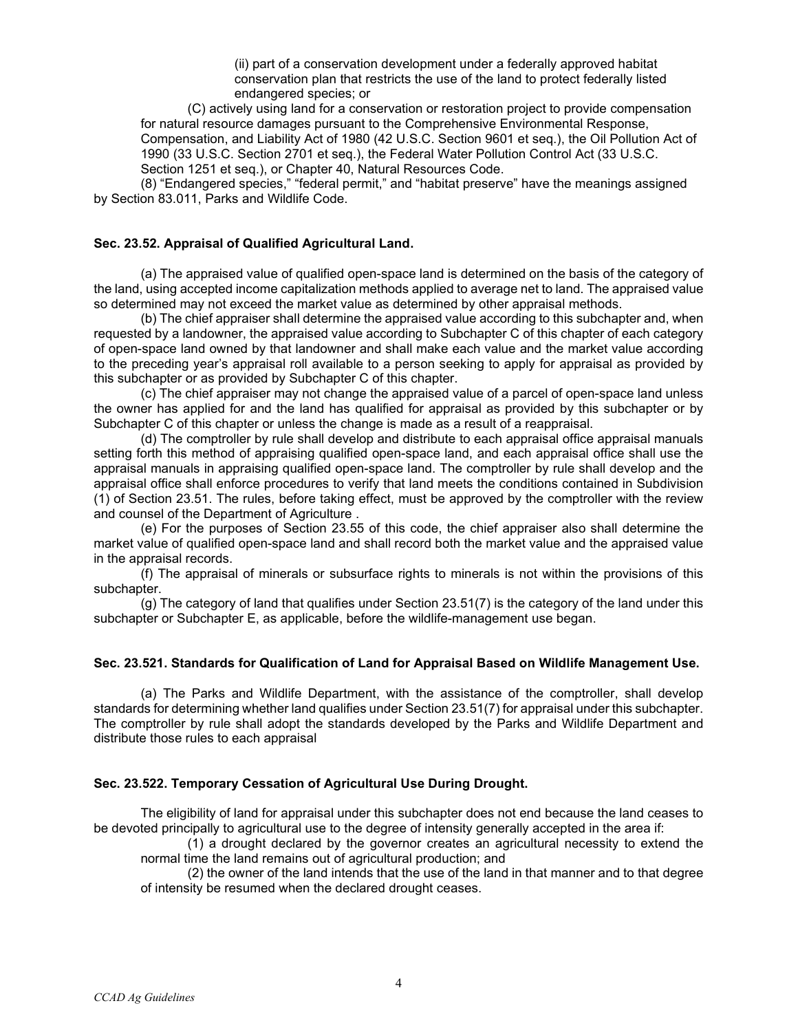(ii) part of a conservation development under a federally approved habitat conservation plan that restricts the use of the land to protect federally listed endangered species; or

(C) actively using land for a conservation or restoration project to provide compensation for natural resource damages pursuant to the Comprehensive Environmental Response, Compensation, and Liability Act of 1980 (42 U.S.C. Section 9601 et seq.), the Oil Pollution Act of 1990 (33 U.S.C. Section 2701 et seq.), the Federal Water Pollution Control Act (33 U.S.C. Section 1251 et seq.), or Chapter 40, Natural Resources Code.

(8) "Endangered species," "federal permit," and "habitat preserve" have the meanings assigned by Section 83.011, Parks and Wildlife Code.

**Sec. 23.52. Appraisal of Qualified Agricultural Land.**

(a) The appraised value of qualified open-space land is determined on the basis of the category of the land, using accepted income capitalization methods applied to average net to land. The appraised value so determined may not exceed the market value as determined by other appraisal methods.

(b) The chief appraiser shall determine the appraised value according to this subchapter and, when requested by a landowner, the appraised value according to Subchapter C of this chapter of each category of open-space land owned by that landowner and shall make each value and the market value according to the preceding year's appraisal roll available to a person seeking to apply for appraisal as provided by this subchapter or as provided by Subchapter C of this chapter.

(c) The chief appraiser may not change the appraised value of a parcel of open-space land unless the owner has applied for and the land has qualified for appraisal as provided by this subchapter or by Subchapter C of this chapter or unless the change is made as a result of a reappraisal.

(d) The comptroller by rule shall develop and distribute to each appraisal office appraisal manuals setting forth this method of appraising qualified open-space land, and each appraisal office shall use the appraisal manuals in appraising qualified open-space land. The comptroller by rule shall develop and the appraisal office shall enforce procedures to verify that land meets the conditions contained in Subdivision (1) of Section 23.51. The rules, before taking effect, must be approved by the comptroller with the review and counsel of the Department of Agriculture .

(e) For the purposes of Section 23.55 of this code, the chief appraiser also shall determine the market value of qualified open-space land and shall record both the market value and the appraised value in the appraisal records.

(f) The appraisal of minerals or subsurface rights to minerals is not within the provisions of this subchapter.

(g) The category of land that qualifies under Section 23.51(7) is the category of the land under this subchapter or Subchapter E, as applicable, before the wildlife-management use began.

**Sec. 23.521. Standards for Qualification of Land for Appraisal Based on Wildlife Management Use.**

(a) The Parks and Wildlife Department, with the assistance of the comptroller, shall develop standards for determining whether land qualifies under Section 23.51(7) for appraisal under this subchapter. The comptroller by rule shall adopt the standards developed by the Parks and Wildlife Department and distribute those rules to each appraisal

**Sec. 23.522. Temporary Cessation of Agricultural Use During Drought.**

The eligibility of land for appraisal under this subchapter does not end because the land ceases to be devoted principally to agricultural use to the degree of intensity generally accepted in the area if:

(1) a drought declared by the governor creates an agricultural necessity to extend the normal time the land remains out of agricultural production; and

(2) the owner of the land intends that the use of the land in that manner and to that degree of intensity be resumed when the declared drought ceases.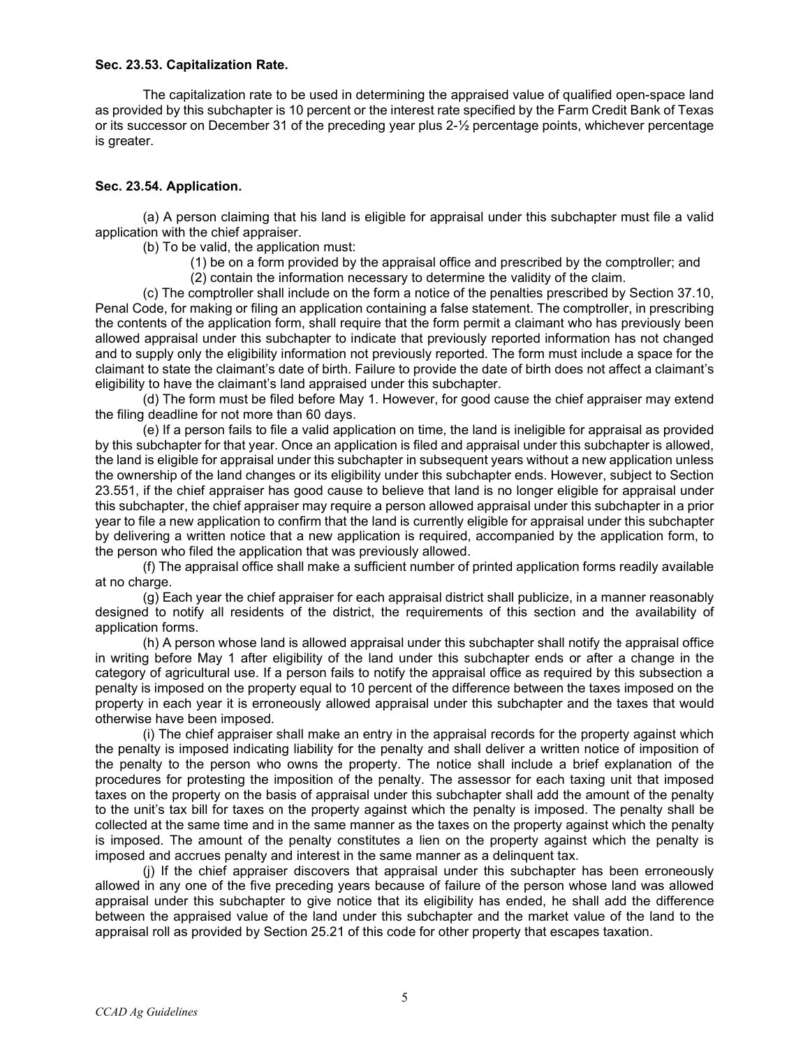**Sec. 23.53. Capitalization Rate.**

The capitalization rate to be used in determining the appraised value of qualified open-space land as provided by this subchapter is 10 percent or the interest rate specified by the Farm Credit Bank of Texas or its successor on December 31 of the preceding year plus 2-½ percentage points, whichever percentage is greater.

**Sec. 23.54. Application.**

(a) A person claiming that his land is eligible for appraisal under this subchapter must file a valid application with the chief appraiser.

(b) To be valid, the application must:

(1) be on a form provided by the appraisal office and prescribed by the comptroller; and

(2) contain the information necessary to determine the validity of the claim.

(c) The comptroller shall include on the form a notice of the penalties prescribed by Section 37.10, Penal Code, for making or filing an application containing a false statement. The comptroller, in prescribing the contents of the application form, shall require that the form permit a claimant who has previously been allowed appraisal under this subchapter to indicate that previously reported information has not changed and to supply only the eligibility information not previously reported. The form must include a space for the claimant to state the claimant's date of birth. Failure to provide the date of birth does not affect a claimant's eligibility to have the claimant's land appraised under this subchapter.

(d) The form must be filed before May 1. However, for good cause the chief appraiser may extend the filing deadline for not more than 60 days.

(e) If a person fails to file a valid application on time, the land is ineligible for appraisal as provided by this subchapter for that year. Once an application is filed and appraisal under this subchapter is allowed, the land is eligible for appraisal under this subchapter in subsequent years without a new application unless the ownership of the land changes or its eligibility under this subchapter ends. However, subject to Section 23.551, if the chief appraiser has good cause to believe that land is no longer eligible for appraisal under this subchapter, the chief appraiser may require a person allowed appraisal under this subchapter in a prior year to file a new application to confirm that the land is currently eligible for appraisal under this subchapter by delivering a written notice that a new application is required, accompanied by the application form, to the person who filed the application that was previously allowed.

(f) The appraisal office shall make a sufficient number of printed application forms readily available at no charge.

(g) Each year the chief appraiser for each appraisal district shall publicize, in a manner reasonably designed to notify all residents of the district, the requirements of this section and the availability of application forms.

(h) A person whose land is allowed appraisal under this subchapter shall notify the appraisal office in writing before May 1 after eligibility of the land under this subchapter ends or after a change in the category of agricultural use. If a person fails to notify the appraisal office as required by this subsection a penalty is imposed on the property equal to 10 percent of the difference between the taxes imposed on the property in each year it is erroneously allowed appraisal under this subchapter and the taxes that would otherwise have been imposed.

(i) The chief appraiser shall make an entry in the appraisal records for the property against which the penalty is imposed indicating liability for the penalty and shall deliver a written notice of imposition of the penalty to the person who owns the property. The notice shall include a brief explanation of the procedures for protesting the imposition of the penalty. The assessor for each taxing unit that imposed taxes on the property on the basis of appraisal under this subchapter shall add the amount of the penalty to the unit's tax bill for taxes on the property against which the penalty is imposed. The penalty shall be collected at the same time and in the same manner as the taxes on the property against which the penalty is imposed. The amount of the penalty constitutes a lien on the property against which the penalty is imposed and accrues penalty and interest in the same manner as a delinquent tax.

(j) If the chief appraiser discovers that appraisal under this subchapter has been erroneously allowed in any one of the five preceding years because of failure of the person whose land was allowed appraisal under this subchapter to give notice that its eligibility has ended, he shall add the difference between the appraised value of the land under this subchapter and the market value of the land to the appraisal roll as provided by Section 25.21 of this code for other property that escapes taxation.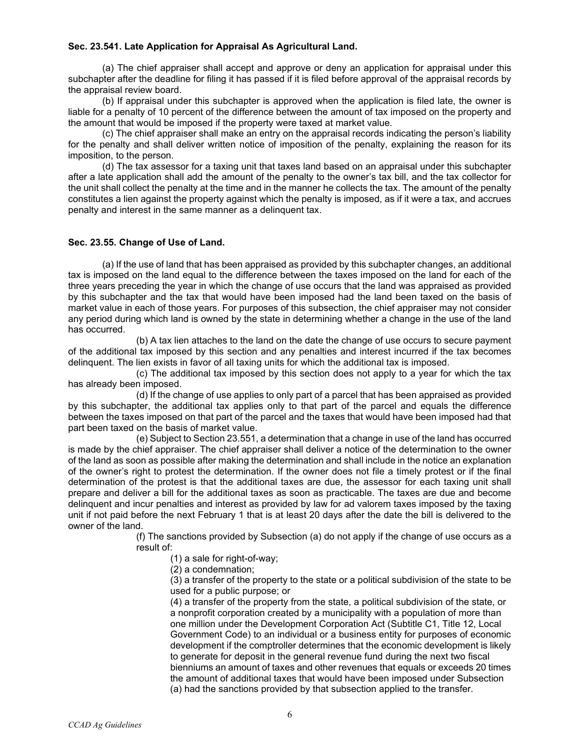**Sec. 23.541. Late Application for Appraisal As Agricultural Land.**

(a) The chief appraiser shall accept and approve or deny an application for appraisal under this subchapter after the deadline for filing it has passed if it is filed before approval of the appraisal records by the appraisal review board.

(b) If appraisal under this subchapter is approved when the application is filed late, the owner is liable for a penalty of 10 percent of the difference between the amount of tax imposed on the property and the amount that would be imposed if the property were taxed at market value.

(c) The chief appraiser shall make an entry on the appraisal records indicating the person's liability for the penalty and shall deliver written notice of imposition of the penalty, explaining the reason for its imposition, to the person.

(d) The tax assessor for a taxing unit that taxes land based on an appraisal under this subchapter after a late application shall add the amount of the penalty to the owner's tax bill, and the tax collector for the unit shall collect the penalty at the time and in the manner he collects the tax. The amount of the penalty constitutes a lien against the property against which the penalty is imposed, as if it were a tax, and accrues penalty and interest in the same manner as a delinquent tax.

**Sec. 23.55. Change of Use of Land.**

(a) If the use of land that has been appraised as provided by this subchapter changes, an additional tax is imposed on the land equal to the difference between the taxes imposed on the land for each of the three years preceding the year in which the change of use occurs that the land was appraised as provided by this subchapter and the tax that would have been imposed had the land been taxed on the basis of market value in each of those years. For purposes of this subsection, the chief appraiser may not consider any period during which land is owned by the state in determining whether a change in the use of the land has occurred.

(b) A tax lien attaches to the land on the date the change of use occurs to secure payment of the additional tax imposed by this section and any penalties and interest incurred if the tax becomes delinquent. The lien exists in favor of all taxing units for which the additional tax is imposed.

(c) The additional tax imposed by this section does not apply to a year for which the tax has already been imposed.

(d) If the change of use applies to only part of a parcel that has been appraised as provided by this subchapter, the additional tax applies only to that part of the parcel and equals the difference between the taxes imposed on that part of the parcel and the taxes that would have been imposed had that part been taxed on the basis of market value.

(e) Subject to Section 23.551, a determination that a change in use of the land has occurred is made by the chief appraiser. The chief appraiser shall deliver a notice of the determination to the owner of the land as soon as possible after making the determination and shall include in the notice an explanation of the owner's right to protest the determination. If the owner does not file a timely protest or if the final determination of the protest is that the additional taxes are due, the assessor for each taxing unit shall prepare and deliver a bill for the additional taxes as soon as practicable. The taxes are due and become delinquent and incur penalties and interest as provided by law for ad valorem taxes imposed by the taxing unit if not paid before the next February 1 that is at least 20 days after the date the bill is delivered to the owner of the land.

(f) The sanctions provided by Subsection (a) do not apply if the change of use occurs as a result of:

(1) a sale for right-of-way;

(2) a condemnation;

(3) a transfer of the property to the state or a political subdivision of the state to be used for a public purpose; or

(4) a transfer of the property from the state, a political subdivision of the state, or a nonprofit corporation created by a municipality with a population of more than one million under the Development Corporation Act (Subtitle C1, Title 12, Local Government Code) to an individual or a business entity for purposes of economic development if the comptroller determines that the economic development is likely to generate for deposit in the general revenue fund during the next two fiscal bienniums an amount of taxes and other revenues that equals or exceeds 20 times the amount of additional taxes that would have been imposed under Subsection (a) had the sanctions provided by that subsection applied to the transfer.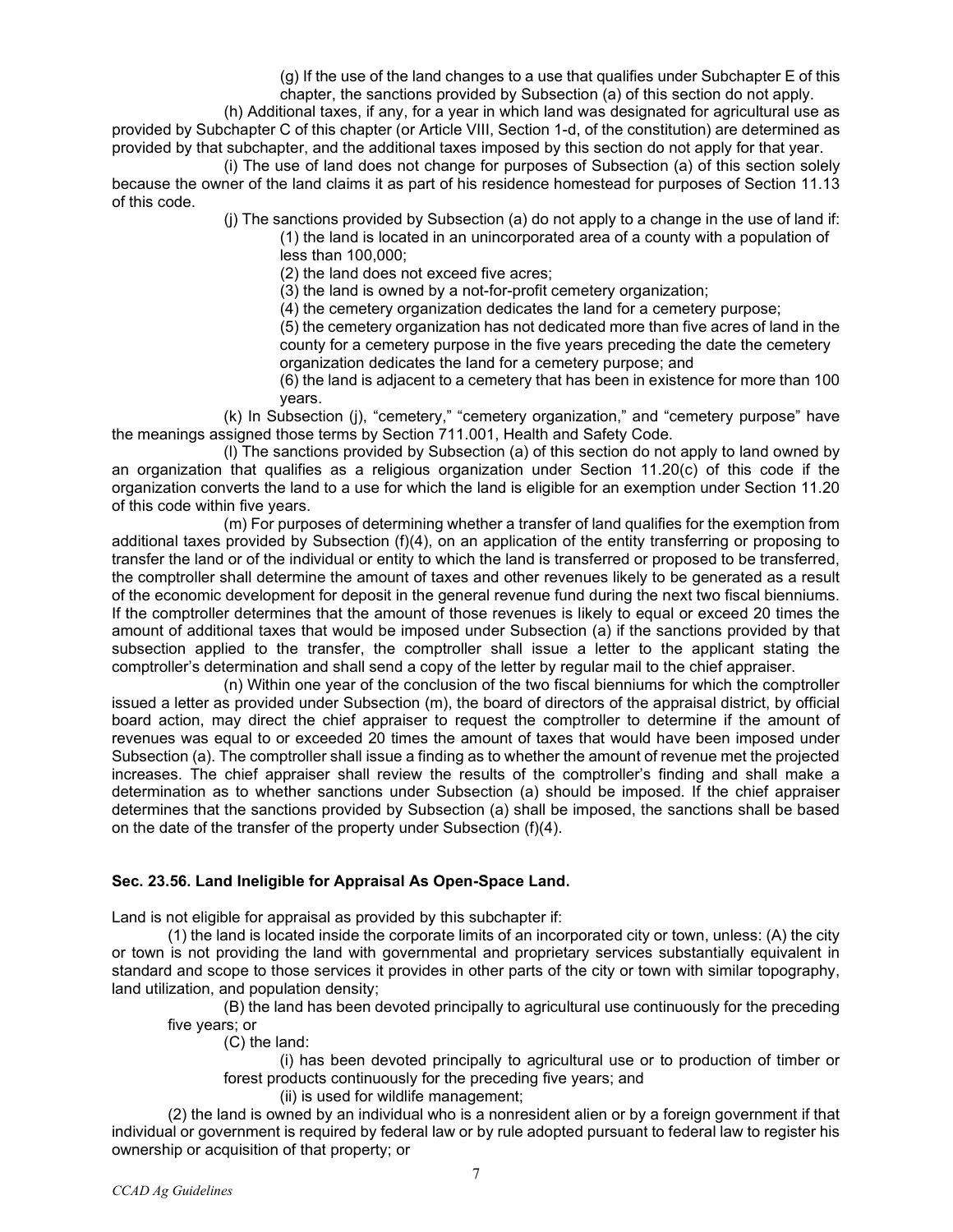(g) If the use of the land changes to a use that qualifies under Subchapter E of this chapter, the sanctions provided by Subsection (a) of this section do not apply.

(h) Additional taxes, if any, for a year in which land was designated for agricultural use as provided by Subchapter C of this chapter (or Article VIII, Section 1-d, of the constitution) are determined as provided by that subchapter, and the additional taxes imposed by this section do not apply for that year.

(i) The use of land does not change for purposes of Subsection (a) of this section solely because the owner of the land claims it as part of his residence homestead for purposes of Section 11.13 of this code.

(j) The sanctions provided by Subsection (a) do not apply to a change in the use of land if:

(1) the land is located in an unincorporated area of a county with a population of less than 100,000;

(2) the land does not exceed five acres;

(3) the land is owned by a not-for-profit cemetery organization;

(4) the cemetery organization dedicates the land for a cemetery purpose;

(5) the cemetery organization has not dedicated more than five acres of land in the county for a cemetery purpose in the five years preceding the date the cemetery organization dedicates the land for a cemetery purpose; and

(6) the land is adjacent to a cemetery that has been in existence for more than 100 years.

(k) In Subsection (j), "cemetery," "cemetery organization," and "cemetery purpose" have the meanings assigned those terms by Section 711.001, Health and Safety Code.

(l) The sanctions provided by Subsection (a) of this section do not apply to land owned by an organization that qualifies as a religious organization under Section 11.20(c) of this code if the organization converts the land to a use for which the land is eligible for an exemption under Section 11.20 of this code within five years.

(m) For purposes of determining whether a transfer of land qualifies for the exemption from additional taxes provided by Subsection (f)(4), on an application of the entity transferring or proposing to transfer the land or of the individual or entity to which the land is transferred or proposed to be transferred, the comptroller shall determine the amount of taxes and other revenues likely to be generated as a result of the economic development for deposit in the general revenue fund during the next two fiscal bienniums. If the comptroller determines that the amount of those revenues is likely to equal or exceed 20 times the amount of additional taxes that would be imposed under Subsection (a) if the sanctions provided by that subsection applied to the transfer, the comptroller shall issue a letter to the applicant stating the comptroller's determination and shall send a copy of the letter by regular mail to the chief appraiser.

(n) Within one year of the conclusion of the two fiscal bienniums for which the comptroller issued a letter as provided under Subsection (m), the board of directors of the appraisal district, by official board action, may direct the chief appraiser to request the comptroller to determine if the amount of revenues was equal to or exceeded 20 times the amount of taxes that would have been imposed under Subsection (a). The comptroller shall issue a finding as to whether the amount of revenue met the projected increases. The chief appraiser shall review the results of the comptroller's finding and shall make a determination as to whether sanctions under Subsection (a) should be imposed. If the chief appraiser determines that the sanctions provided by Subsection (a) shall be imposed, the sanctions shall be based on the date of the transfer of the property under Subsection (f)(4).

**Sec. 23.56. Land Ineligible for Appraisal As Open-Space Land.**

Land is not eligible for appraisal as provided by this subchapter if:

(1) the land is located inside the corporate limits of an incorporated city or town, unless: (A) the city or town is not providing the land with governmental and proprietary services substantially equivalent in standard and scope to those services it provides in other parts of the city or town with similar topography, land utilization, and population density;

(B) the land has been devoted principally to agricultural use continuously for the preceding five years; or

(C) the land:

(i) has been devoted principally to agricultural use or to production of timber or forest products continuously for the preceding five years; and

(ii) is used for wildlife management;

(2) the land is owned by an individual who is a nonresident alien or by a foreign government if that individual or government is required by federal law or by rule adopted pursuant to federal law to register his ownership or acquisition of that property; or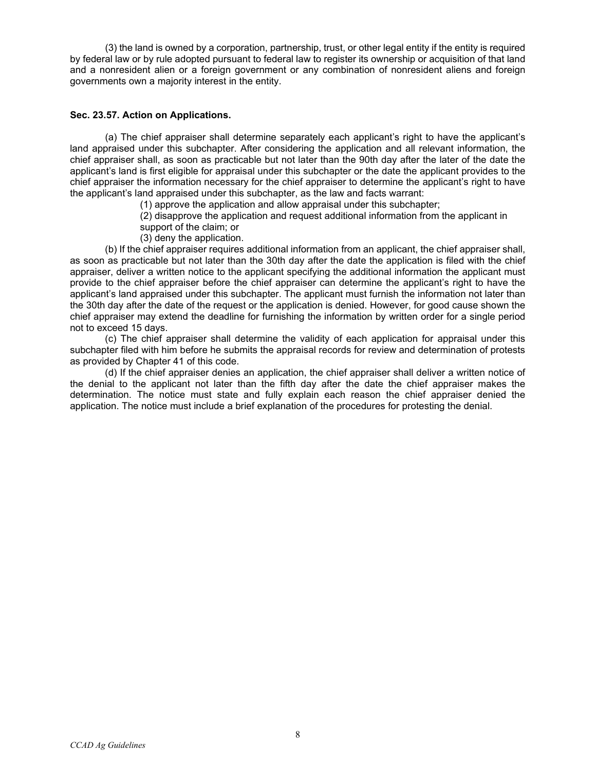(3) the land is owned by a corporation, partnership, trust, or other legal entity if the entity is required by federal law or by rule adopted pursuant to federal law to register its ownership or acquisition of that land and a nonresident alien or a foreign government or any combination of nonresident aliens and foreign governments own a majority interest in the entity.

**Sec. 23.57. Action on Applications.**

(a) The chief appraiser shall determine separately each applicant's right to have the applicant's land appraised under this subchapter. After considering the application and all relevant information, the chief appraiser shall, as soon as practicable but not later than the 90th day after the later of the date the applicant's land is first eligible for appraisal under this subchapter or the date the applicant provides to the chief appraiser the information necessary for the chief appraiser to determine the applicant's right to have the applicant's land appraised under this subchapter, as the law and facts warrant:

(1) approve the application and allow appraisal under this subchapter;

(2) disapprove the application and request additional information from the applicant in support of the claim; or

(3) deny the application.

(b) If the chief appraiser requires additional information from an applicant, the chief appraiser shall, as soon as practicable but not later than the 30th day after the date the application is filed with the chief appraiser, deliver a written notice to the applicant specifying the additional information the applicant must provide to the chief appraiser before the chief appraiser can determine the applicant's right to have the applicant's land appraised under this subchapter. The applicant must furnish the information not later than the 30th day after the date of the request or the application is denied. However, for good cause shown the chief appraiser may extend the deadline for furnishing the information by written order for a single period not to exceed 15 days.

(c) The chief appraiser shall determine the validity of each application for appraisal under this subchapter filed with him before he submits the appraisal records for review and determination of protests as provided by Chapter 41 of this code.

(d) If the chief appraiser denies an application, the chief appraiser shall deliver a written notice of the denial to the applicant not later than the fifth day after the date the chief appraiser makes the determination. The notice must state and fully explain each reason the chief appraiser denied the application. The notice must include a brief explanation of the procedures for protesting the denial.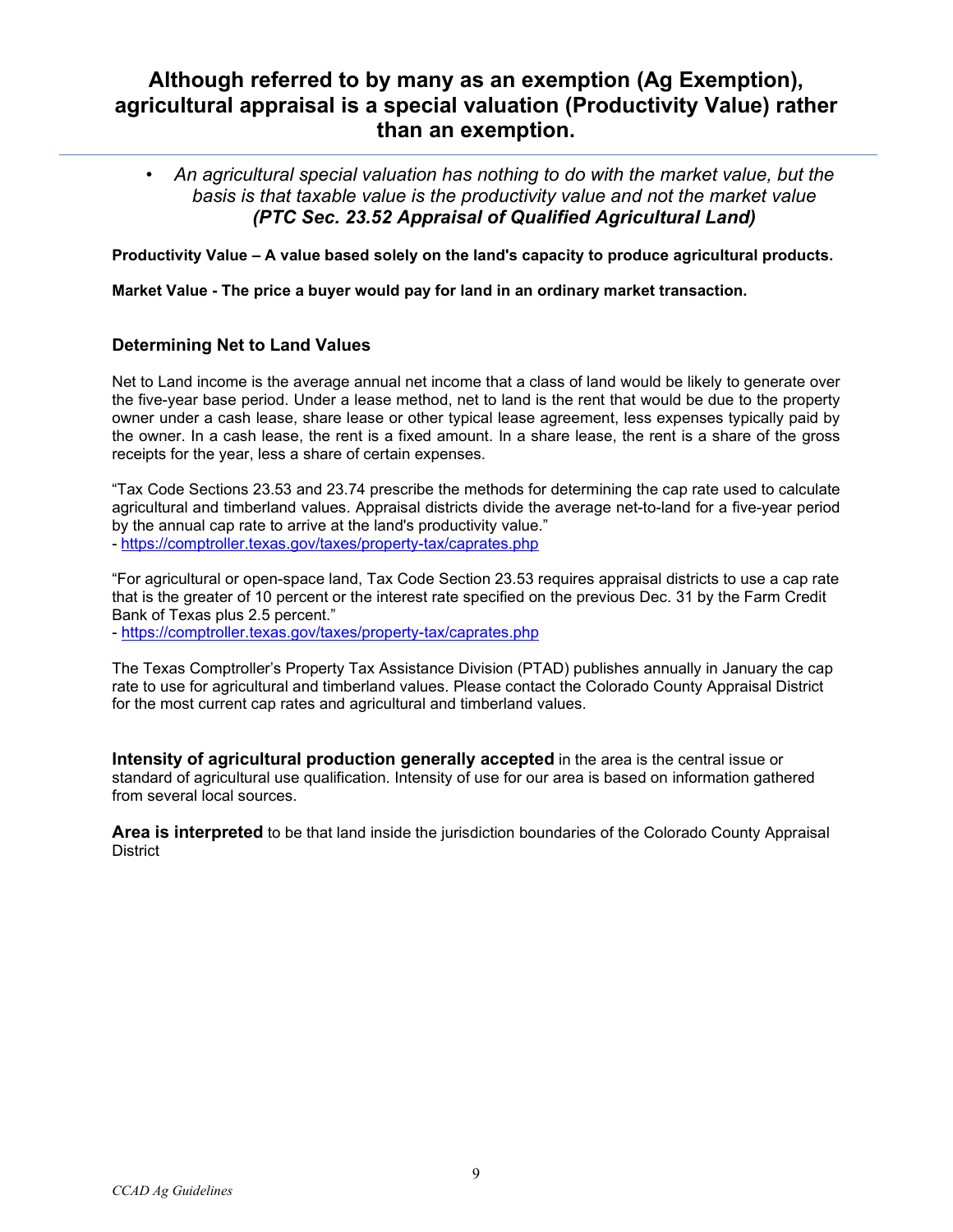## Although referred to by many as an exemption (Ag Exemption), agricultural appraisal is a special valuation (Productivity Value) rather than an exemption.

- *An agricultural special valuation has nothing to do with the market value, but the basis is that taxable value is the productivity value and not the market value* ***(PTC Sec. 23.52 Appraisal of Qualified Agricultural Land)***

**Productivity Value – A value based solely on the land's capacity to produce agricultural products.**

**Market Value - The price a buyer would pay for land in an ordinary market transaction.**

### Determining Net to Land Values

Net to Land income is the average annual net income that a class of land would be likely to generate over the five-year base period. Under a lease method, net to land is the rent that would be due to the property owner under a cash lease, share lease or other typical lease agreement, less expenses typically paid by the owner. In a cash lease, the rent is a fixed amount. In a share lease, the rent is a share of the gross receipts for the year, less a share of certain expenses.

"Tax Code Sections 23.53 and 23.74 prescribe the methods for determining the cap rate used to calculate agricultural and timberland values. Appraisal districts divide the average net-to-land for a five-year period by the annual cap rate to arrive at the land's productivity value."
- https://comptroller.texas.gov/taxes/property-tax/caprates.php

"For agricultural or open-space land, Tax Code Section 23.53 requires appraisal districts to use a cap rate that is the greater of 10 percent or the interest rate specified on the previous Dec. 31 by the Farm Credit Bank of Texas plus 2.5 percent."
- https://comptroller.texas.gov/taxes/property-tax/caprates.php

The Texas Comptroller's Property Tax Assistance Division (PTAD) publishes annually in January the cap rate to use for agricultural and timberland values. Please contact the Colorado County Appraisal District for the most current cap rates and agricultural and timberland values.

**Intensity of agricultural production generally accepted** in the area is the central issue or standard of agricultural use qualification. Intensity of use for our area is based on information gathered from several local sources.

**Area is interpreted** to be that land inside the jurisdiction boundaries of the Colorado County Appraisal District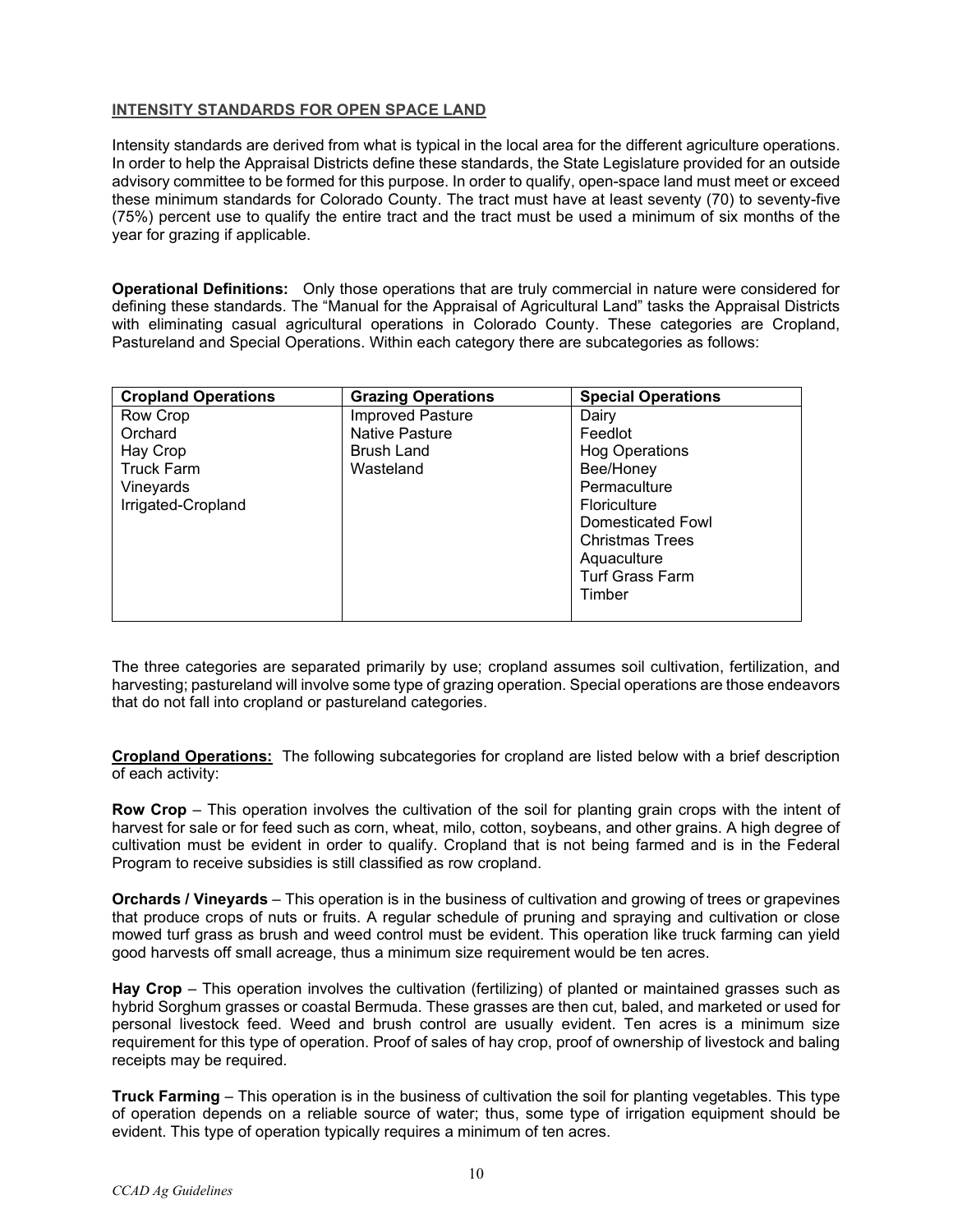## INTENSITY STANDARDS FOR OPEN SPACE LAND

Intensity standards are derived from what is typical in the local area for the different agriculture operations. In order to help the Appraisal Districts define these standards, the State Legislature provided for an outside advisory committee to be formed for this purpose. In order to qualify, open-space land must meet or exceed these minimum standards for Colorado County. The tract must have at least seventy (70) to seventy-five (75%) percent use to qualify the entire tract and the tract must be used a minimum of six months of the year for grazing if applicable.

**Operational Definitions:** Only those operations that are truly commercial in nature were considered for defining these standards. The "Manual for the Appraisal of Agricultural Land" tasks the Appraisal Districts with eliminating casual agricultural operations in Colorado County. These categories are Cropland, Pastureland and Special Operations. Within each category there are subcategories as follows:

| Cropland Operations | Grazing Operations | Special Operations |
|---|---|---|
| Row Crop | Improved Pasture | Dairy |
| Orchard | Native Pasture | Feedlot |
| Hay Crop | Brush Land | Hog Operations |
| Truck Farm | Wasteland | Bee/Honey |
| Vineyards | | Permaculture |
| Irrigated-Cropland | | Floriculture |
| | | Domesticated Fowl |
| | | Christmas Trees |
| | | Aquaculture |
| | | Turf Grass Farm |
| | | Timber |

The three categories are separated primarily by use; cropland assumes soil cultivation, fertilization, and harvesting; pastureland will involve some type of grazing operation. Special operations are those endeavors that do not fall into cropland or pastureland categories.

**Cropland Operations:** The following subcategories for cropland are listed below with a brief description of each activity:

**Row Crop** – This operation involves the cultivation of the soil for planting grain crops with the intent of harvest for sale or for feed such as corn, wheat, milo, cotton, soybeans, and other grains. A high degree of cultivation must be evident in order to qualify. Cropland that is not being farmed and is in the Federal Program to receive subsidies is still classified as row cropland.

**Orchards / Vineyards** – This operation is in the business of cultivation and growing of trees or grapevines that produce crops of nuts or fruits. A regular schedule of pruning and spraying and cultivation or close mowed turf grass as brush and weed control must be evident. This operation like truck farming can yield good harvests off small acreage, thus a minimum size requirement would be ten acres.

**Hay Crop** – This operation involves the cultivation (fertilizing) of planted or maintained grasses such as hybrid Sorghum grasses or coastal Bermuda. These grasses are then cut, baled, and marketed or used for personal livestock feed. Weed and brush control are usually evident. Ten acres is a minimum size requirement for this type of operation. Proof of sales of hay crop, proof of ownership of livestock and baling receipts may be required.

**Truck Farming** – This operation is in the business of cultivation the soil for planting vegetables. This type of operation depends on a reliable source of water; thus, some type of irrigation equipment should be evident. This type of operation typically requires a minimum of ten acres.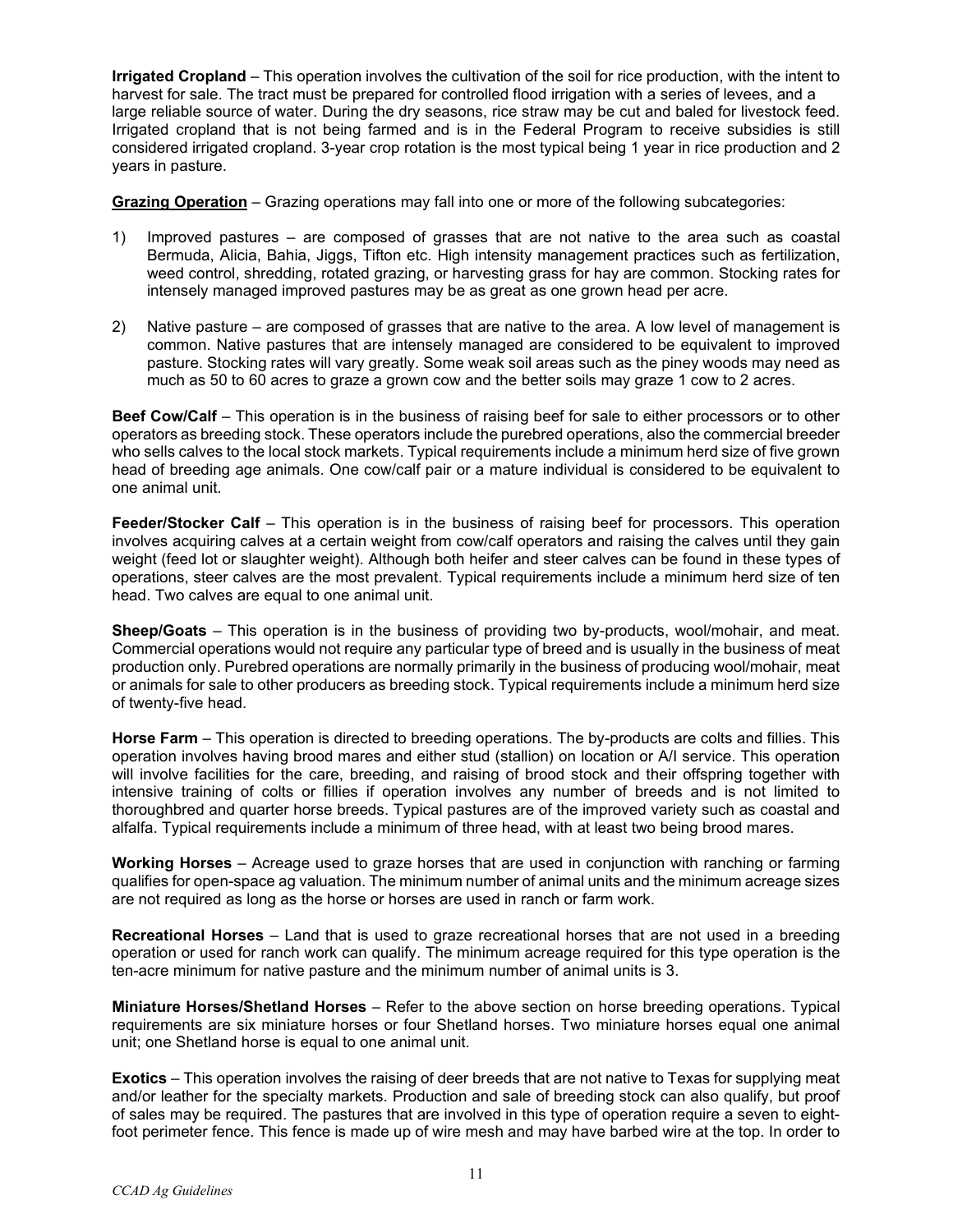**Irrigated Cropland** – This operation involves the cultivation of the soil for rice production, with the intent to harvest for sale. The tract must be prepared for controlled flood irrigation with a series of levees, and a large reliable source of water. During the dry seasons, rice straw may be cut and baled for livestock feed. Irrigated cropland that is not being farmed and is in the Federal Program to receive subsidies is still considered irrigated cropland. 3-year crop rotation is the most typical being 1 year in rice production and 2 years in pasture.

**Grazing Operation** – Grazing operations may fall into one or more of the following subcategories:

1) Improved pastures – are composed of grasses that are not native to the area such as coastal Bermuda, Alicia, Bahia, Jiggs, Tifton etc. High intensity management practices such as fertilization, weed control, shredding, rotated grazing, or harvesting grass for hay are common. Stocking rates for intensely managed improved pastures may be as great as one grown head per acre.

2) Native pasture – are composed of grasses that are native to the area. A low level of management is common. Native pastures that are intensely managed are considered to be equivalent to improved pasture. Stocking rates will vary greatly. Some weak soil areas such as the piney woods may need as much as 50 to 60 acres to graze a grown cow and the better soils may graze 1 cow to 2 acres.

**Beef Cow/Calf** – This operation is in the business of raising beef for sale to either processors or to other operators as breeding stock. These operators include the purebred operations, also the commercial breeder who sells calves to the local stock markets. Typical requirements include a minimum herd size of five grown head of breeding age animals. One cow/calf pair or a mature individual is considered to be equivalent to one animal unit.

**Feeder/Stocker Calf** – This operation is in the business of raising beef for processors. This operation involves acquiring calves at a certain weight from cow/calf operators and raising the calves until they gain weight (feed lot or slaughter weight). Although both heifer and steer calves can be found in these types of operations, steer calves are the most prevalent. Typical requirements include a minimum herd size of ten head. Two calves are equal to one animal unit.

**Sheep/Goats** – This operation is in the business of providing two by-products, wool/mohair, and meat. Commercial operations would not require any particular type of breed and is usually in the business of meat production only. Purebred operations are normally primarily in the business of producing wool/mohair, meat or animals for sale to other producers as breeding stock. Typical requirements include a minimum herd size of twenty-five head.

**Horse Farm** – This operation is directed to breeding operations. The by-products are colts and fillies. This operation involves having brood mares and either stud (stallion) on location or A/I service. This operation will involve facilities for the care, breeding, and raising of brood stock and their offspring together with intensive training of colts or fillies if operation involves any number of breeds and is not limited to thoroughbred and quarter horse breeds. Typical pastures are of the improved variety such as coastal and alfalfa. Typical requirements include a minimum of three head, with at least two being brood mares.

**Working Horses** – Acreage used to graze horses that are used in conjunction with ranching or farming qualifies for open-space ag valuation. The minimum number of animal units and the minimum acreage sizes are not required as long as the horse or horses are used in ranch or farm work.

**Recreational Horses** – Land that is used to graze recreational horses that are not used in a breeding operation or used for ranch work can qualify. The minimum acreage required for this type operation is the ten-acre minimum for native pasture and the minimum number of animal units is 3.

**Miniature Horses/Shetland Horses** – Refer to the above section on horse breeding operations. Typical requirements are six miniature horses or four Shetland horses. Two miniature horses equal one animal unit; one Shetland horse is equal to one animal unit.

**Exotics** – This operation involves the raising of deer breeds that are not native to Texas for supplying meat and/or leather for the specialty markets. Production and sale of breeding stock can also qualify, but proof of sales may be required. The pastures that are involved in this type of operation require a seven to eight-foot perimeter fence. This fence is made up of wire mesh and may have barbed wire at the top. In order to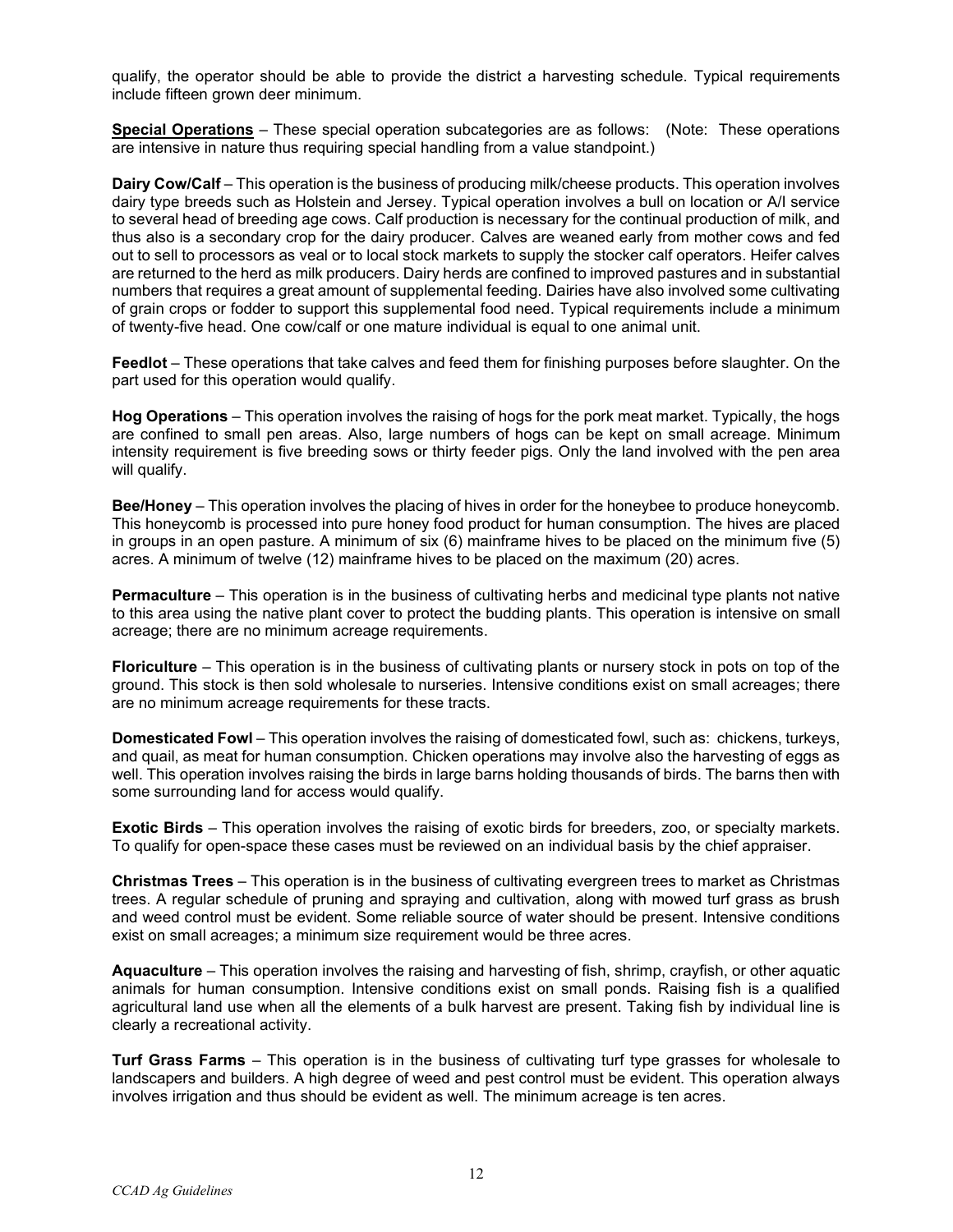qualify, the operator should be able to provide the district a harvesting schedule. Typical requirements include fifteen grown deer minimum.

**Special Operations** – These special operation subcategories are as follows: (Note: These operations are intensive in nature thus requiring special handling from a value standpoint.)

**Dairy Cow/Calf** – This operation is the business of producing milk/cheese products. This operation involves dairy type breeds such as Holstein and Jersey. Typical operation involves a bull on location or A/I service to several head of breeding age cows. Calf production is necessary for the continual production of milk, and thus also is a secondary crop for the dairy producer. Calves are weaned early from mother cows and fed out to sell to processors as veal or to local stock markets to supply the stocker calf operators. Heifer calves are returned to the herd as milk producers. Dairy herds are confined to improved pastures and in substantial numbers that requires a great amount of supplemental feeding. Dairies have also involved some cultivating of grain crops or fodder to support this supplemental food need. Typical requirements include a minimum of twenty-five head. One cow/calf or one mature individual is equal to one animal unit.

**Feedlot** – These operations that take calves and feed them for finishing purposes before slaughter. On the part used for this operation would qualify.

**Hog Operations** – This operation involves the raising of hogs for the pork meat market. Typically, the hogs are confined to small pen areas. Also, large numbers of hogs can be kept on small acreage. Minimum intensity requirement is five breeding sows or thirty feeder pigs. Only the land involved with the pen area will qualify.

**Bee/Honey** – This operation involves the placing of hives in order for the honeybee to produce honeycomb. This honeycomb is processed into pure honey food product for human consumption. The hives are placed in groups in an open pasture. A minimum of six (6) mainframe hives to be placed on the minimum five (5) acres. A minimum of twelve (12) mainframe hives to be placed on the maximum (20) acres.

**Permaculture** – This operation is in the business of cultivating herbs and medicinal type plants not native to this area using the native plant cover to protect the budding plants. This operation is intensive on small acreage; there are no minimum acreage requirements.

**Floriculture** – This operation is in the business of cultivating plants or nursery stock in pots on top of the ground. This stock is then sold wholesale to nurseries. Intensive conditions exist on small acreages; there are no minimum acreage requirements for these tracts.

**Domesticated Fowl** – This operation involves the raising of domesticated fowl, such as: chickens, turkeys, and quail, as meat for human consumption. Chicken operations may involve also the harvesting of eggs as well. This operation involves raising the birds in large barns holding thousands of birds. The barns then with some surrounding land for access would qualify.

**Exotic Birds** – This operation involves the raising of exotic birds for breeders, zoo, or specialty markets. To qualify for open-space these cases must be reviewed on an individual basis by the chief appraiser.

**Christmas Trees** – This operation is in the business of cultivating evergreen trees to market as Christmas trees. A regular schedule of pruning and spraying and cultivation, along with mowed turf grass as brush and weed control must be evident. Some reliable source of water should be present. Intensive conditions exist on small acreages; a minimum size requirement would be three acres.

**Aquaculture** – This operation involves the raising and harvesting of fish, shrimp, crayfish, or other aquatic animals for human consumption. Intensive conditions exist on small ponds. Raising fish is a qualified agricultural land use when all the elements of a bulk harvest are present. Taking fish by individual line is clearly a recreational activity.

**Turf Grass Farms** – This operation is in the business of cultivating turf type grasses for wholesale to landscapers and builders. A high degree of weed and pest control must be evident. This operation always involves irrigation and thus should be evident as well. The minimum acreage is ten acres.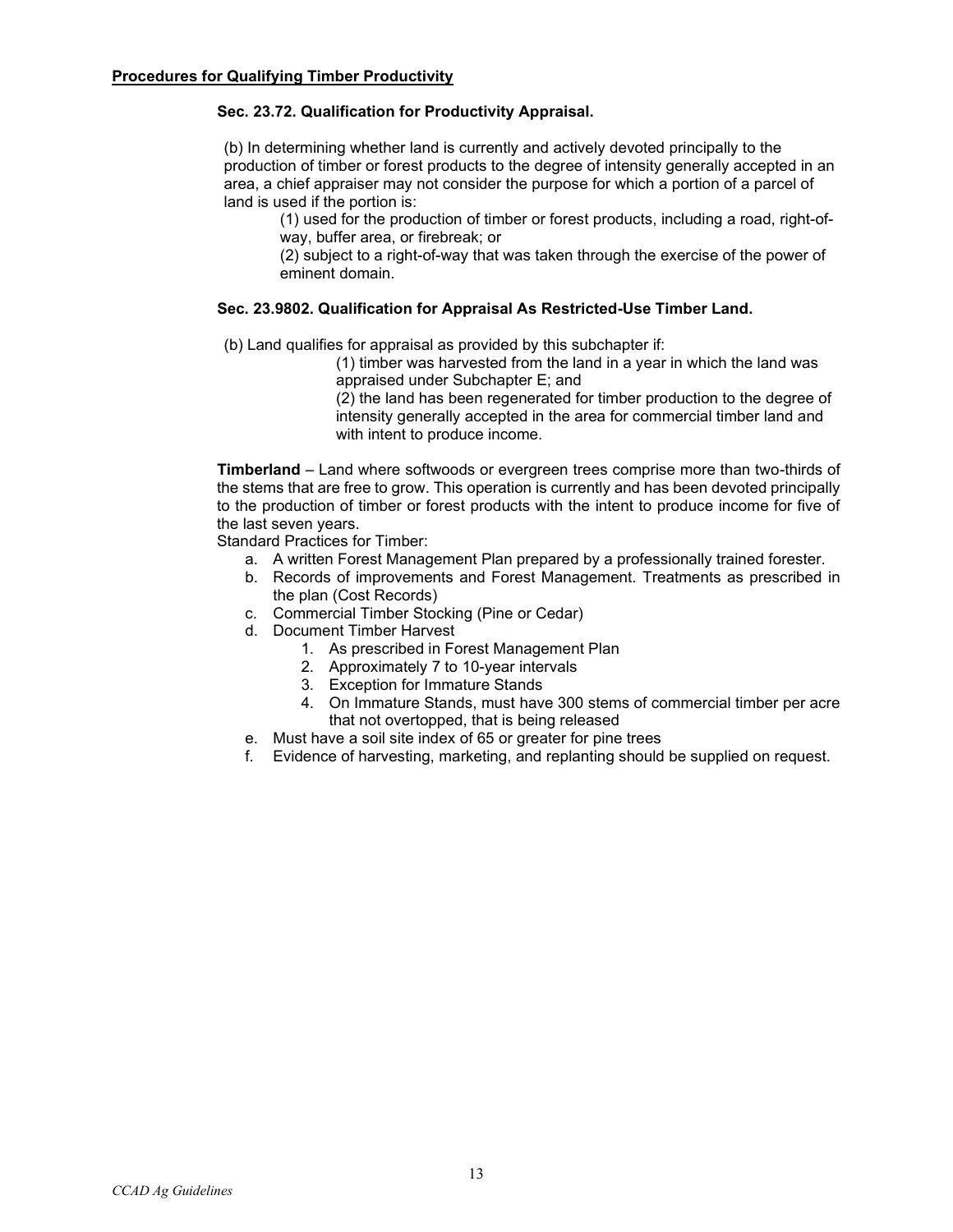## Procedures for Qualifying Timber Productivity

### Sec. 23.72. Qualification for Productivity Appraisal.

(b) In determining whether land is currently and actively devoted principally to the production of timber or forest products to the degree of intensity generally accepted in an area, a chief appraiser may not consider the purpose for which a portion of a parcel of land is used if the portion is:

(1) used for the production of timber or forest products, including a road, right-of-way, buffer area, or firebreak; or

(2) subject to a right-of-way that was taken through the exercise of the power of eminent domain.

### Sec. 23.9802. Qualification for Appraisal As Restricted-Use Timber Land.

(b) Land qualifies for appraisal as provided by this subchapter if:

(1) timber was harvested from the land in a year in which the land was appraised under Subchapter E; and

(2) the land has been regenerated for timber production to the degree of intensity generally accepted in the area for commercial timber land and with intent to produce income.

**Timberland** – Land where softwoods or evergreen trees comprise more than two-thirds of the stems that are free to grow. This operation is currently and has been devoted principally to the production of timber or forest products with the intent to produce income for five of the last seven years.

Standard Practices for Timber:

a. A written Forest Management Plan prepared by a professionally trained forester.
b. Records of improvements and Forest Management. Treatments as prescribed in the plan (Cost Records)
c. Commercial Timber Stocking (Pine or Cedar)
d. Document Timber Harvest
    1. As prescribed in Forest Management Plan
    2. Approximately 7 to 10-year intervals
    3. Exception for Immature Stands
    4. On Immature Stands, must have 300 stems of commercial timber per acre that not overtopped, that is being released
e. Must have a soil site index of 65 or greater for pine trees
f. Evidence of harvesting, marketing, and replanting should be supplied on request.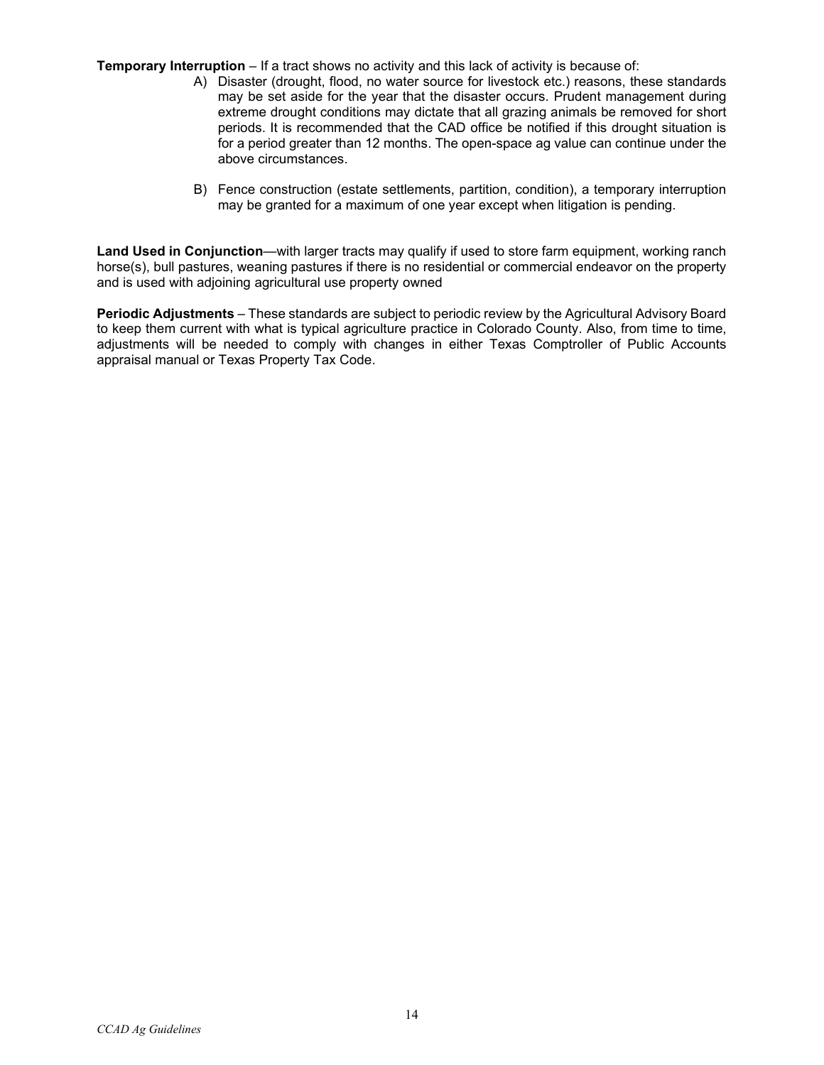**Temporary Interruption** – If a tract shows no activity and this lack of activity is because of:

A) Disaster (drought, flood, no water source for livestock etc.) reasons, these standards may be set aside for the year that the disaster occurs. Prudent management during extreme drought conditions may dictate that all grazing animals be removed for short periods. It is recommended that the CAD office be notified if this drought situation is for a period greater than 12 months. The open-space ag value can continue under the above circumstances.

B) Fence construction (estate settlements, partition, condition), a temporary interruption may be granted for a maximum of one year except when litigation is pending.

**Land Used in Conjunction**—with larger tracts may qualify if used to store farm equipment, working ranch horse(s), bull pastures, weaning pastures if there is no residential or commercial endeavor on the property and is used with adjoining agricultural use property owned

**Periodic Adjustments** – These standards are subject to periodic review by the Agricultural Advisory Board to keep them current with what is typical agriculture practice in Colorado County. Also, from time to time, adjustments will be needed to comply with changes in either Texas Comptroller of Public Accounts appraisal manual or Texas Property Tax Code.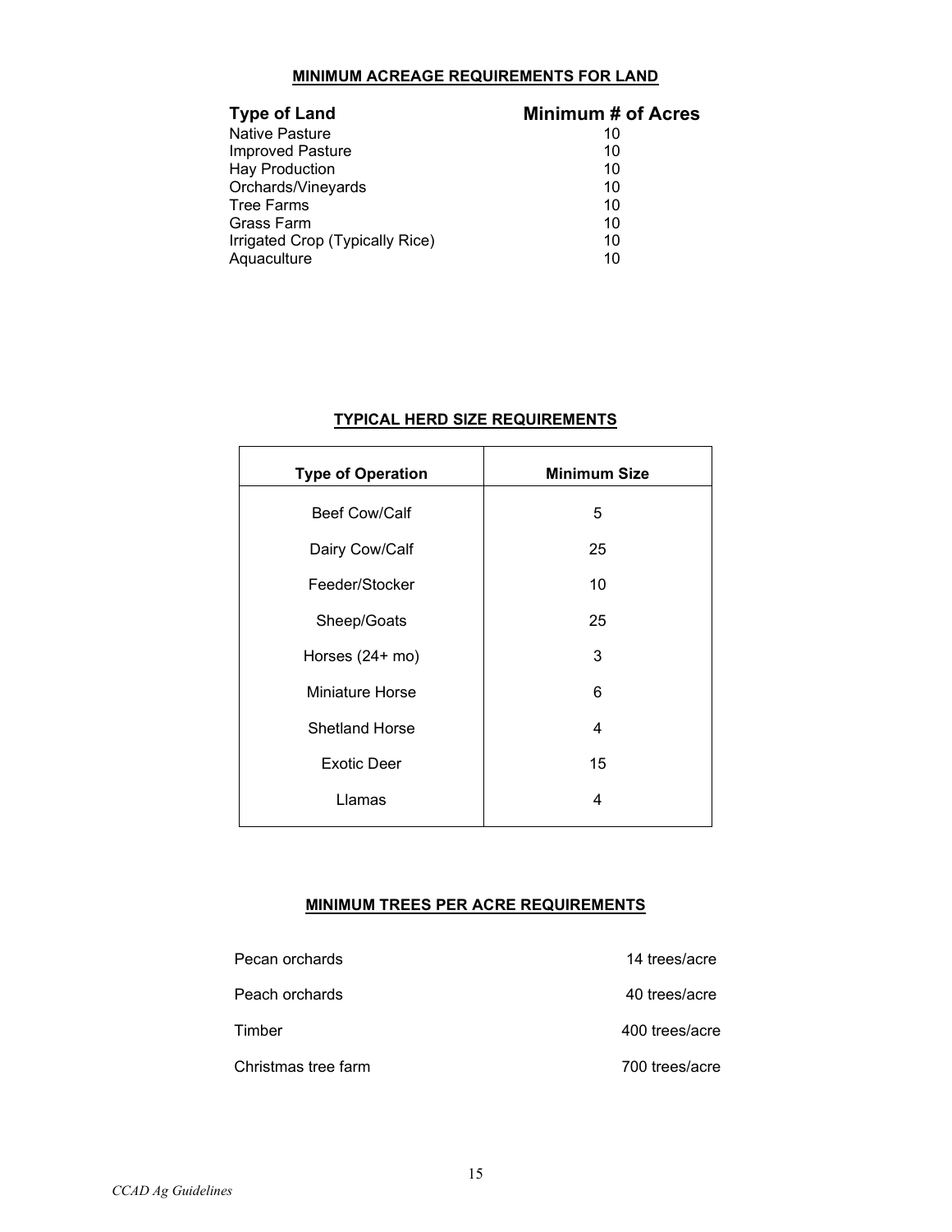## MINIMUM ACREAGE REQUIREMENTS FOR LAND

| Type of Land | Minimum # of Acres |
|---|---|
| Native Pasture | 10 |
| Improved Pasture | 10 |
| Hay Production | 10 |
| Orchards/Vineyards | 10 |
| Tree Farms | 10 |
| Grass Farm | 10 |
| Irrigated Crop (Typically Rice) | 10 |
| Aquaculture | 10 |

## TYPICAL HERD SIZE REQUIREMENTS

| Type of Operation | Minimum Size |
|---|---|
| Beef Cow/Calf | 5 |
| Dairy Cow/Calf | 25 |
| Feeder/Stocker | 10 |
| Sheep/Goats | 25 |
| Horses (24+ mo) | 3 |
| Miniature Horse | 6 |
| Shetland Horse | 4 |
| Exotic Deer | 15 |
| Llamas | 4 |

## MINIMUM TREES PER ACRE REQUIREMENTS

| | |
|---|---|
| Pecan orchards | 14 trees/acre |
| Peach orchards | 40 trees/acre |
| Timber | 400 trees/acre |
| Christmas tree farm | 700 trees/acre |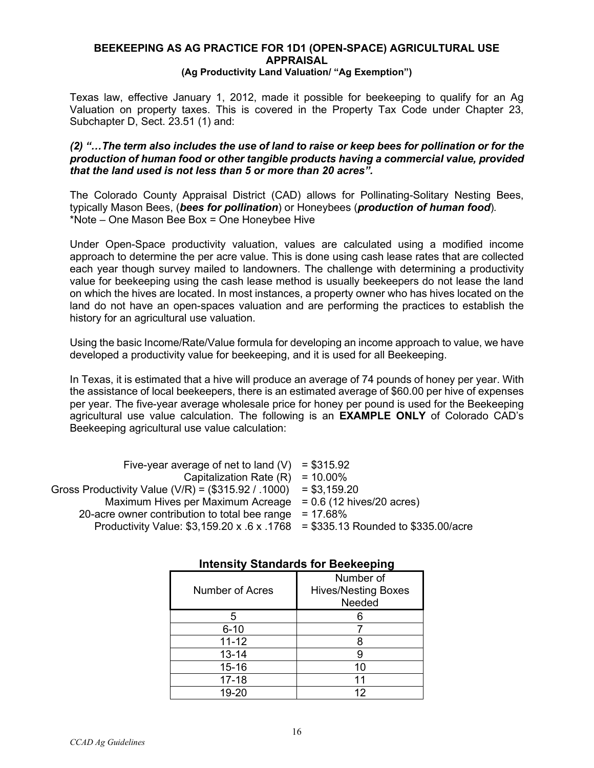# BEEKEEPING AS AG PRACTICE FOR 1D1 (OPEN-SPACE) AGRICULTURAL USE APPRAISAL

### (Ag Productivity Land Valuation/ "Ag Exemption")

Texas law, effective January 1, 2012, made it possible for beekeeping to qualify for an Ag Valuation on property taxes. This is covered in the Property Tax Code under Chapter 23, Subchapter D, Sect. 23.51 (1) and:

***(2) "…The term also includes the use of land to raise or keep bees for pollination or for the production of human food or other tangible products having a commercial value, provided that the land used is not less than 5 or more than 20 acres".***

The Colorado County Appraisal District (CAD) allows for Pollinating-Solitary Nesting Bees, typically Mason Bees, (***bees for pollination***) or Honeybees (***production of human food***).
*Note – One Mason Bee Box = One Honeybee Hive

Under Open-Space productivity valuation, values are calculated using a modified income approach to determine the per acre value. This is done using cash lease rates that are collected each year though survey mailed to landowners. The challenge with determining a productivity value for beekeeping using the cash lease method is usually beekeepers do not lease the land on which the hives are located. In most instances, a property owner who has hives located on the land do not have an open-spaces valuation and are performing the practices to establish the history for an agricultural use valuation.

Using the basic Income/Rate/Value formula for developing an income approach to value, we have developed a productivity value for beekeeping, and it is used for all Beekeeping.

In Texas, it is estimated that a hive will produce an average of 74 pounds of honey per year. With the assistance of local beekeepers, there is an estimated average of $60.00 per hive of expenses per year. The five-year average wholesale price for honey per pound is used for the Beekeeping agricultural use value calculation. The following is an **EXAMPLE ONLY** of Colorado CAD's Beekeeping agricultural use value calculation:

| | |
|---|---|
| Five-year average of net to land (V) | = $315.92 |
| Capitalization Rate (R) | = 10.00% |
| Gross Productivity Value (V/R) = ($315.92 / .1000) | = $3,159.20 |
| Maximum Hives per Maximum Acreage | = 0.6 (12 hives/20 acres) |
| 20-acre owner contribution to total bee range | = 17.68% |
| Productivity Value: $3,159.20 x .6 x .1768 | = $335.13 Rounded to $335.00/acre |

**Intensity Standards for Beekeeping**

| Number of Acres | Number of Hives/Nesting Boxes Needed |
|---|---|
| 5 | 6 |
| 6-10 | 7 |
| 11-12 | 8 |
| 13-14 | 9 |
| 15-16 | 10 |
| 17-18 | 11 |
| 19-20 | 12 |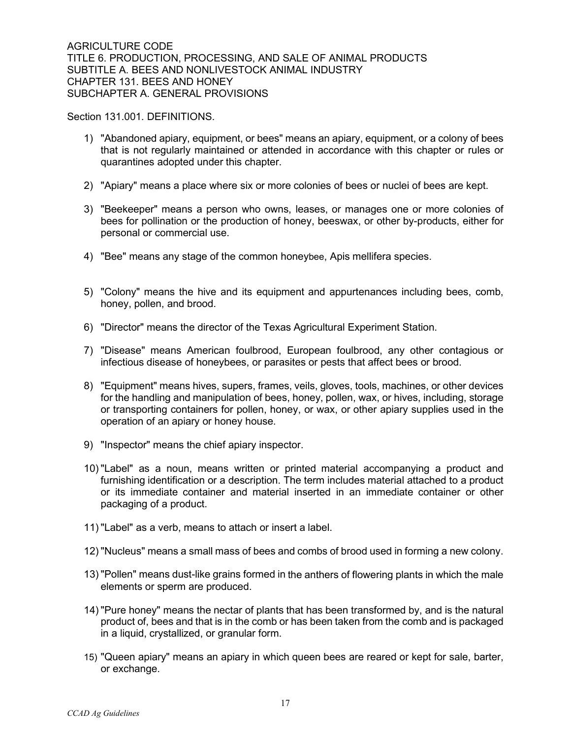AGRICULTURE CODE
TITLE 6. PRODUCTION, PROCESSING, AND SALE OF ANIMAL PRODUCTS
SUBTITLE A. BEES AND NONLIVESTOCK ANIMAL INDUSTRY
CHAPTER 131. BEES AND HONEY
SUBCHAPTER A. GENERAL PROVISIONS

Section 131.001. DEFINITIONS.

1) "Abandoned apiary, equipment, or bees" means an apiary, equipment, or a colony of bees that is not regularly maintained or attended in accordance with this chapter or rules or quarantines adopted under this chapter.

2) "Apiary" means a place where six or more colonies of bees or nuclei of bees are kept.

3) "Beekeeper" means a person who owns, leases, or manages one or more colonies of bees for pollination or the production of honey, beeswax, or other by-products, either for personal or commercial use.

4) "Bee" means any stage of the common honeybee, Apis mellifera species.

5) "Colony" means the hive and its equipment and appurtenances including bees, comb, honey, pollen, and brood.

6) "Director" means the director of the Texas Agricultural Experiment Station.

7) "Disease" means American foulbrood, European foulbrood, any other contagious or infectious disease of honeybees, or parasites or pests that affect bees or brood.

8) "Equipment" means hives, supers, frames, veils, gloves, tools, machines, or other devices for the handling and manipulation of bees, honey, pollen, wax, or hives, including, storage or transporting containers for pollen, honey, or wax, or other apiary supplies used in the operation of an apiary or honey house.

9) "Inspector" means the chief apiary inspector.

10) "Label" as a noun, means written or printed material accompanying a product and furnishing identification or a description. The term includes material attached to a product or its immediate container and material inserted in an immediate container or other packaging of a product.

11) "Label" as a verb, means to attach or insert a label.

12) "Nucleus" means a small mass of bees and combs of brood used in forming a new colony.

13) "Pollen" means dust-like grains formed in the anthers of flowering plants in which the male elements or sperm are produced.

14) "Pure honey" means the nectar of plants that has been transformed by, and is the natural product of, bees and that is in the comb or has been taken from the comb and is packaged in a liquid, crystallized, or granular form.

15) "Queen apiary" means an apiary in which queen bees are reared or kept for sale, barter, or exchange.